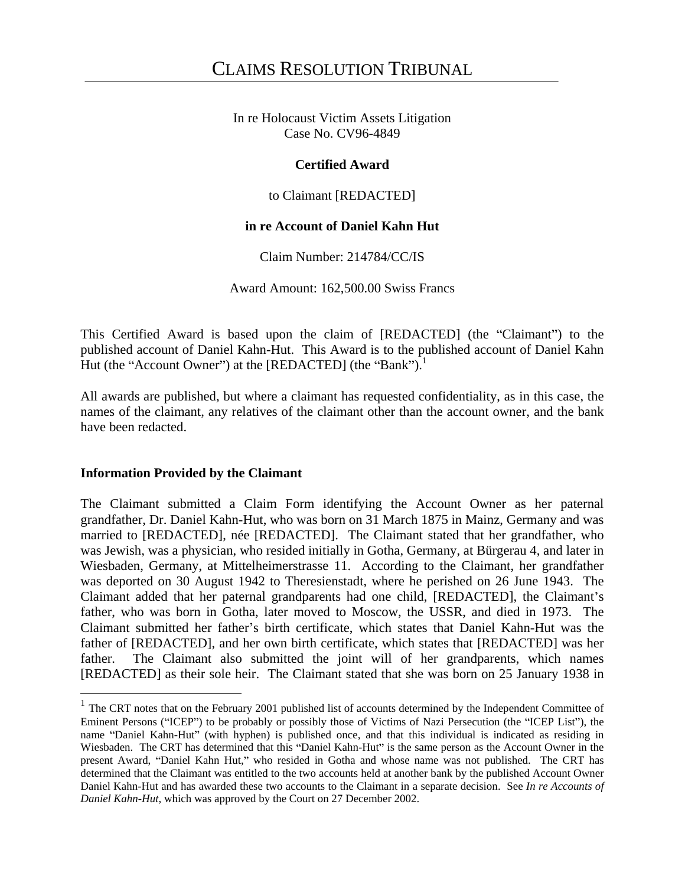# CLAIMS RESOLUTION TRIBUNAL

In re Holocaust Victim Assets Litigation
Case No. CV96-4849

**Certified Award**

to Claimant [REDACTED]

**in re Account of Daniel Kahn Hut**

Claim Number: 214784/CC/IS

Award Amount: 162,500.00 Swiss Francs

This Certified Award is based upon the claim of [REDACTED] (the "Claimant") to the published account of Daniel Kahn-Hut. This Award is to the published account of Daniel Kahn Hut (the "Account Owner") at the [REDACTED] (the "Bank").[1]

All awards are published, but where a claimant has requested confidentiality, as in this case, the names of the claimant, any relatives of the claimant other than the account owner, and the bank have been redacted.

### Information Provided by the Claimant

The Claimant submitted a Claim Form identifying the Account Owner as her paternal grandfather, Dr. Daniel Kahn-Hut, who was born on 31 March 1875 in Mainz, Germany and was married to [REDACTED], née [REDACTED]. The Claimant stated that her grandfather, who was Jewish, was a physician, who resided initially in Gotha, Germany, at Bürgerau 4, and later in Wiesbaden, Germany, at Mittelheimerstrasse 11. According to the Claimant, her grandfather was deported on 30 August 1942 to Theresienstadt, where he perished on 26 June 1943. The Claimant added that her paternal grandparents had one child, [REDACTED], the Claimant's father, who was born in Gotha, later moved to Moscow, the USSR, and died in 1973. The Claimant submitted her father's birth certificate, which states that Daniel Kahn-Hut was the father of [REDACTED], and her own birth certificate, which states that [REDACTED] was her father. The Claimant also submitted the joint will of her grandparents, which names [REDACTED] as their sole heir. The Claimant stated that she was born on 25 January 1938 in

[1] The CRT notes that on the February 2001 published list of accounts determined by the Independent Committee of Eminent Persons ("ICEP") to be probably or possibly those of Victims of Nazi Persecution (the "ICEP List"), the name "Daniel Kahn-Hut" (with hyphen) is published once, and that this individual is indicated as residing in Wiesbaden. The CRT has determined that this "Daniel Kahn-Hut" is the same person as the Account Owner in the present Award, "Daniel Kahn Hut," who resided in Gotha and whose name was not published. The CRT has determined that the Claimant was entitled to the two accounts held at another bank by the published Account Owner Daniel Kahn-Hut and has awarded these two accounts to the Claimant in a separate decision. See *In re Accounts of Daniel Kahn-Hut*, which was approved by the Court on 27 December 2002.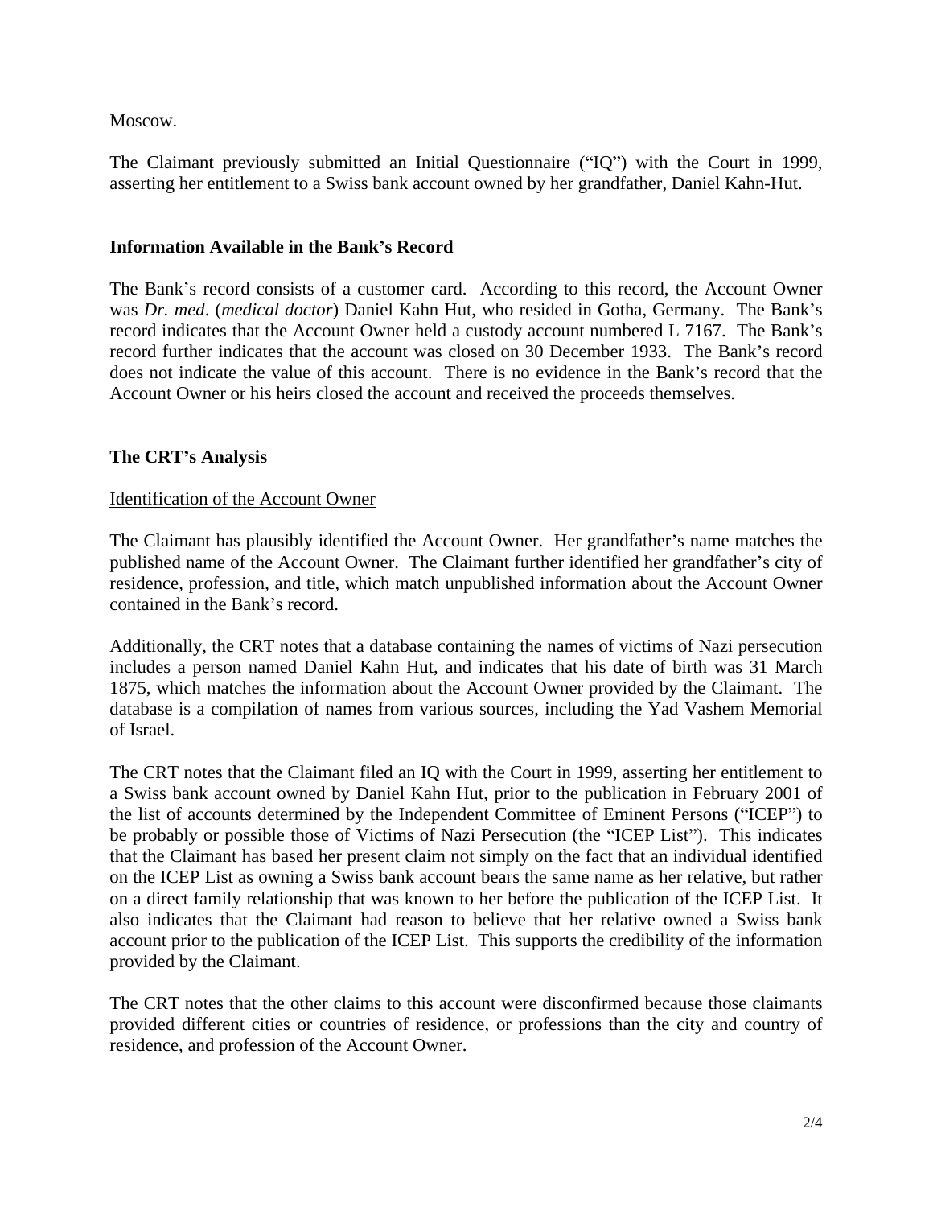Moscow.

The Claimant previously submitted an Initial Questionnaire ("IQ") with the Court in 1999, asserting her entitlement to a Swiss bank account owned by her grandfather, Daniel Kahn-Hut.

**Information Available in the Bank's Record**

The Bank's record consists of a customer card. According to this record, the Account Owner was *Dr. med*. (*medical doctor*) Daniel Kahn Hut, who resided in Gotha, Germany. The Bank's record indicates that the Account Owner held a custody account numbered L 7167. The Bank's record further indicates that the account was closed on 30 December 1933. The Bank's record does not indicate the value of this account. There is no evidence in the Bank's record that the Account Owner or his heirs closed the account and received the proceeds themselves.

**The CRT's Analysis**

Identification of the Account Owner

The Claimant has plausibly identified the Account Owner. Her grandfather's name matches the published name of the Account Owner. The Claimant further identified her grandfather's city of residence, profession, and title, which match unpublished information about the Account Owner contained in the Bank's record.

Additionally, the CRT notes that a database containing the names of victims of Nazi persecution includes a person named Daniel Kahn Hut, and indicates that his date of birth was 31 March 1875, which matches the information about the Account Owner provided by the Claimant. The database is a compilation of names from various sources, including the Yad Vashem Memorial of Israel.

The CRT notes that the Claimant filed an IQ with the Court in 1999, asserting her entitlement to a Swiss bank account owned by Daniel Kahn Hut, prior to the publication in February 2001 of the list of accounts determined by the Independent Committee of Eminent Persons ("ICEP") to be probably or possible those of Victims of Nazi Persecution (the "ICEP List"). This indicates that the Claimant has based her present claim not simply on the fact that an individual identified on the ICEP List as owning a Swiss bank account bears the same name as her relative, but rather on a direct family relationship that was known to her before the publication of the ICEP List. It also indicates that the Claimant had reason to believe that her relative owned a Swiss bank account prior to the publication of the ICEP List. This supports the credibility of the information provided by the Claimant.

The CRT notes that the other claims to this account were disconfirmed because those claimants provided different cities or countries of residence, or professions than the city and country of residence, and profession of the Account Owner.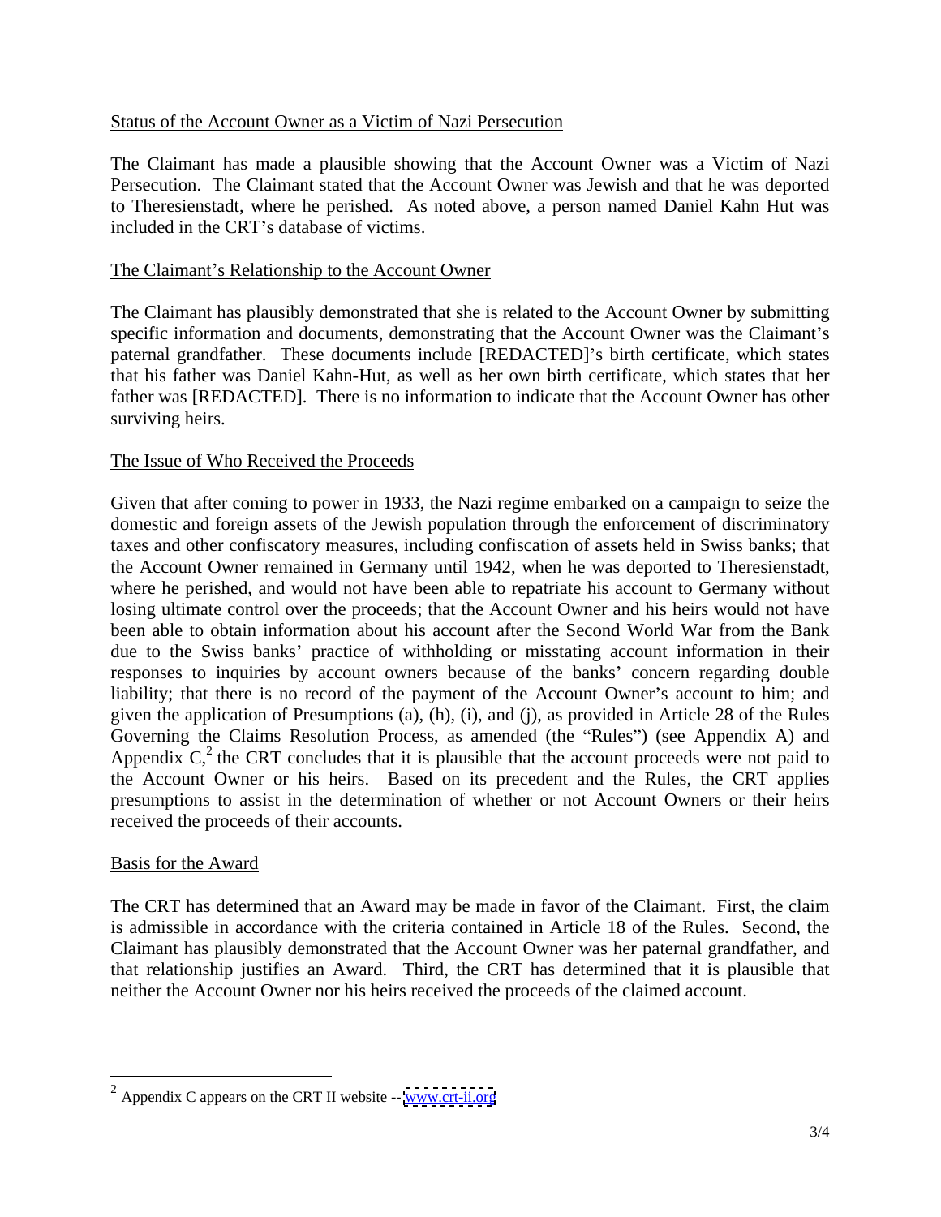Status of the Account Owner as a Victim of Nazi Persecution

The Claimant has made a plausible showing that the Account Owner was a Victim of Nazi Persecution. The Claimant stated that the Account Owner was Jewish and that he was deported to Theresienstadt, where he perished. As noted above, a person named Daniel Kahn Hut was included in the CRT's database of victims.

The Claimant's Relationship to the Account Owner

The Claimant has plausibly demonstrated that she is related to the Account Owner by submitting specific information and documents, demonstrating that the Account Owner was the Claimant's paternal grandfather. These documents include [REDACTED]'s birth certificate, which states that his father was Daniel Kahn-Hut, as well as her own birth certificate, which states that her father was [REDACTED]. There is no information to indicate that the Account Owner has other surviving heirs.

The Issue of Who Received the Proceeds

Given that after coming to power in 1933, the Nazi regime embarked on a campaign to seize the domestic and foreign assets of the Jewish population through the enforcement of discriminatory taxes and other confiscatory measures, including confiscation of assets held in Swiss banks; that the Account Owner remained in Germany until 1942, when he was deported to Theresienstadt, where he perished, and would not have been able to repatriate his account to Germany without losing ultimate control over the proceeds; that the Account Owner and his heirs would not have been able to obtain information about his account after the Second World War from the Bank due to the Swiss banks' practice of withholding or misstating account information in their responses to inquiries by account owners because of the banks' concern regarding double liability; that there is no record of the payment of the Account Owner's account to him; and given the application of Presumptions (a), (h), (i), and (j), as provided in Article 28 of the Rules Governing the Claims Resolution Process, as amended (the "Rules") (see Appendix A) and Appendix C,[2] the CRT concludes that it is plausible that the account proceeds were not paid to the Account Owner or his heirs. Based on its precedent and the Rules, the CRT applies presumptions to assist in the determination of whether or not Account Owners or their heirs received the proceeds of their accounts.

Basis for the Award

The CRT has determined that an Award may be made in favor of the Claimant. First, the claim is admissible in accordance with the criteria contained in Article 18 of the Rules. Second, the Claimant has plausibly demonstrated that the Account Owner was her paternal grandfather, and that relationship justifies an Award. Third, the CRT has determined that it is plausible that neither the Account Owner nor his heirs received the proceeds of the claimed account.

---

[2] Appendix C appears on the CRT II website -- www.crt-ii.org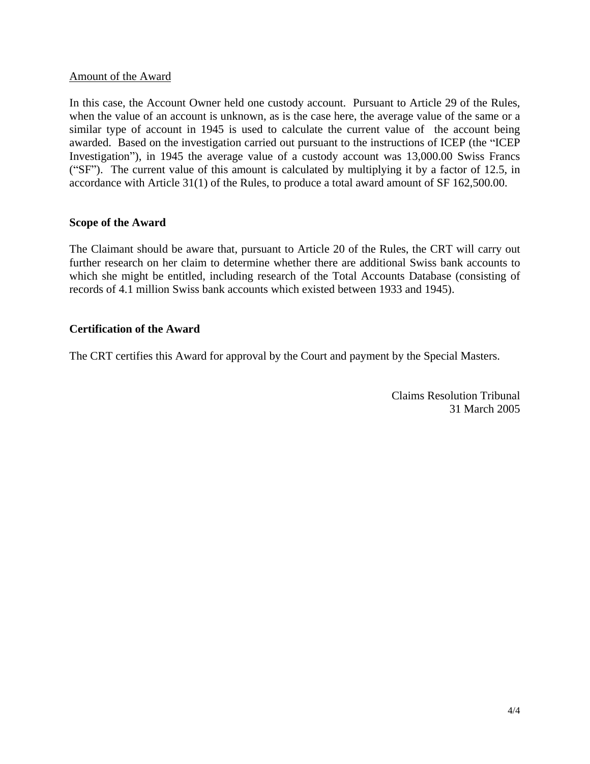Amount of the Award

In this case, the Account Owner held one custody account. Pursuant to Article 29 of the Rules, when the value of an account is unknown, as is the case here, the average value of the same or a similar type of account in 1945 is used to calculate the current value of the account being awarded. Based on the investigation carried out pursuant to the instructions of ICEP (the "ICEP Investigation"), in 1945 the average value of a custody account was 13,000.00 Swiss Francs ("SF"). The current value of this amount is calculated by multiplying it by a factor of 12.5, in accordance with Article 31(1) of the Rules, to produce a total award amount of SF 162,500.00.

**Scope of the Award**

The Claimant should be aware that, pursuant to Article 20 of the Rules, the CRT will carry out further research on her claim to determine whether there are additional Swiss bank accounts to which she might be entitled, including research of the Total Accounts Database (consisting of records of 4.1 million Swiss bank accounts which existed between 1933 and 1945).

**Certification of the Award**

The CRT certifies this Award for approval by the Court and payment by the Special Masters.

Claims Resolution Tribunal
31 March 2005